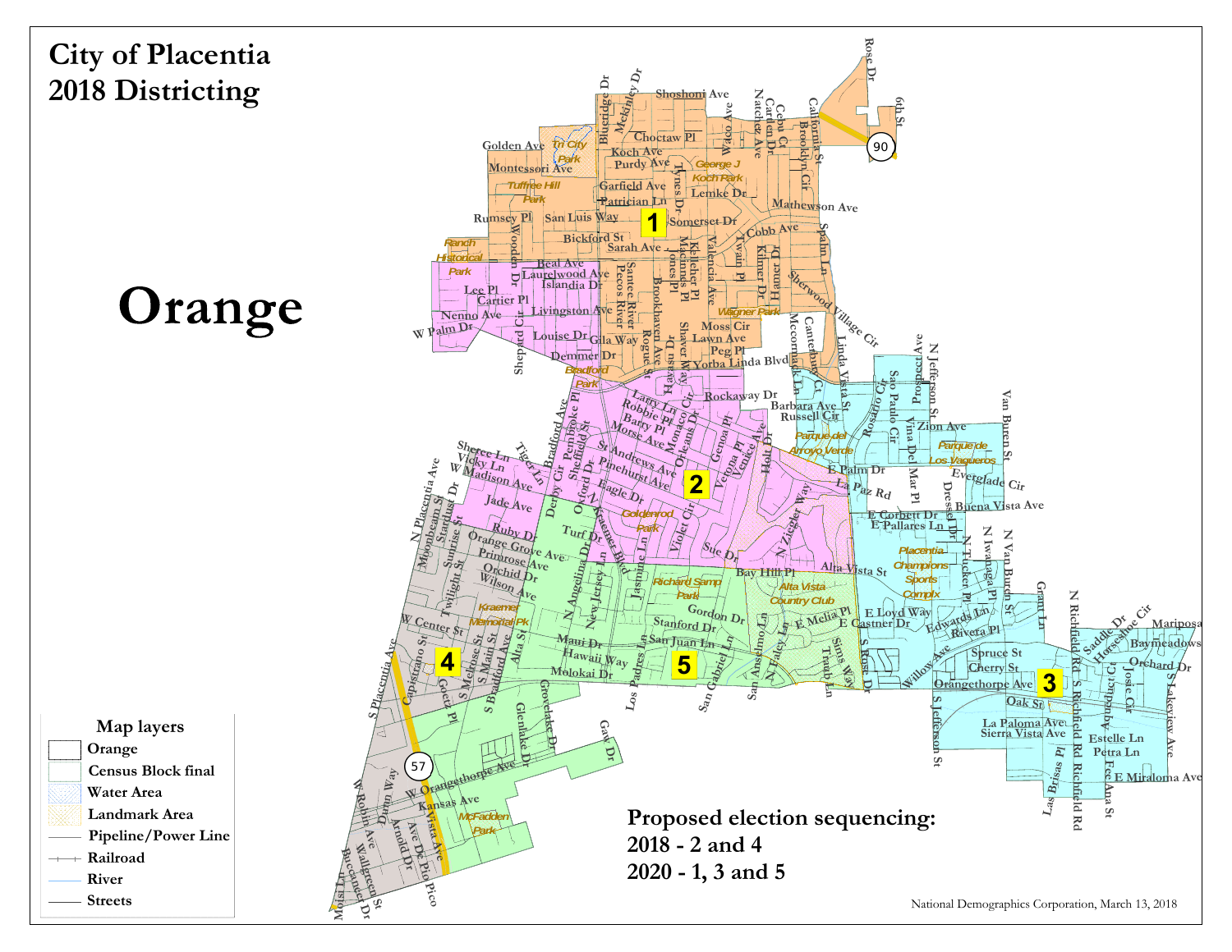# City of Placentia 2018 Districting

**Orange**

**Map layers**

- Orange
- Census Block final
- Water Area
- Landmark Area
- Pipeline/Power Line
- Railroad
- River
- Streets

**Proposed election sequencing:**

**2018 - 2 and 4**

**2020 - 1, 3 and 5**

National Demographics Corporation, March 13, 2018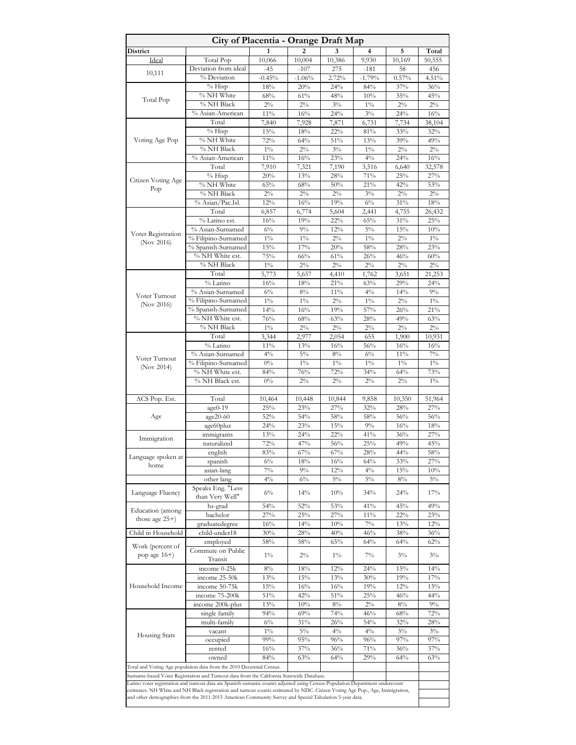# City of Placentia - Orange Draft Map

| District | | 1 | 2 | 3 | 4 | 5 | Total |
|---|---|---|---|---|---|---|---|
| Ideal | Total Pop | 10,066 | 10,004 | 10,386 | 9,930 | 10,169 | 50,555 |
| 10,111 | Deviation from ideal | -45 | -107 | 275 | -181 | 58 | 456 |
| | % Deviation | -0.45% | -1.06% | 2.72% | -1.79% | 0.57% | 4.51% |
| Total Pop | % Hisp | 18% | 20% | 24% | 84% | 37% | 36% |
| | % NH White | 68% | 61% | 48% | 10% | 35% | 45% |
| | % NH Black | 2% | 2% | 3% | 1% | 2% | 2% |
| | % Asian-American | 11% | 16% | 24% | 3% | 24% | 16% |
| Voting Age Pop | Total | 7,840 | 7,928 | 7,871 | 6,731 | 7,734 | 38,104 |
| | % Hisp | 15% | 18% | 22% | 81% | 33% | 32% |
| | % NH White | 72% | 64% | 51% | 13% | 39% | 49% |
| | % NH Black | 1% | 2% | 3% | 1% | 2% | 2% |
| | % Asian-American | 11% | 16% | 23% | 4% | 24% | 16% |
| Citizen Voting Age Pop | Total | 7,910 | 7,321 | 7,190 | 3,516 | 6,640 | 32,578 |
| | % Hisp | 20% | 13% | 28% | 71% | 25% | 27% |
| | % NH White | 65% | 68% | 50% | 21% | 42% | 53% |
| | % NH Black | 2% | 2% | 2% | 3% | 2% | 2% |
| | % Asian/Pac.Isl. | 12% | 16% | 19% | 6% | 31% | 18% |
| Voter Registration (Nov 2016) | Total | 6,857 | 6,774 | 5,604 | 2,441 | 4,755 | 26,432 |
| | % Latino est. | 16% | 19% | 22% | 65% | 31% | 25% |
| | % Asian-Surnamed | 6% | 9% | 12% | 5% | 15% | 10% |
| | % Filipino-Surnamed | 1% | 1% | 2% | 1% | 2% | 1% |
| | % Spanish-Surnamed | 15% | 17% | 20% | 58% | 28% | 23% |
| | % NH White est. | 75% | 66% | 61% | 26% | 46% | 60% |
| | % NH Black | 1% | 2% | 2% | 2% | 2% | 2% |
| Voter Turnout (Nov 2016) | Total | 5,773 | 5,657 | 4,410 | 1,762 | 3,651 | 21,253 |
| | % Latino | 16% | 18% | 21% | 63% | 29% | 24% |
| | % Asian-Surnamed | 6% | 8% | 11% | 4% | 14% | 9% |
| | % Filipino-Surnamed | 1% | 1% | 2% | 1% | 2% | 1% |
| | % Spanish-Surnamed | 14% | 16% | 19% | 57% | 26% | 21% |
| | % NH White est. | 76% | 68% | 63% | 28% | 49% | 63% |
| | % NH Black | 1% | 2% | 2% | 2% | 2% | 2% |
| Voter Turnout (Nov 2014) | Total | 3,344 | 2,977 | 2,054 | 655 | 1,900 | 10,931 |
| | % Latino | 11% | 13% | 16% | 56% | 16% | 16% |
| | % Asian-Surnamed | 4% | 5% | 8% | 6% | 11% | 7% |
| | % Filipino-Surnamed | 0% | 1% | 1% | 1% | 1% | 1% |
| | % NH White est. | 84% | 76% | 72% | 34% | 64% | 73% |
| | % NH Black est. | 0% | 2% | 2% | 2% | 2% | 1% |
| | | | | | | | |
| ACS Pop. Est. | Total | 10,464 | 10,448 | 10,844 | 9,858 | 10,350 | 51,964 |
| Age | age0-19 | 25% | 23% | 27% | 32% | 28% | 27% |
| | age20-60 | 52% | 54% | 58% | 58% | 56% | 56% |
| | age60plus | 24% | 23% | 15% | 9% | 16% | 18% |
| Immigration | immigrants | 13% | 24% | 22% | 41% | 36% | 27% |
| | naturalized | 72% | 47% | 56% | 25% | 49% | 45% |
| Language spoken at home | english | 83% | 67% | 67% | 28% | 44% | 58% |
| | spanish | 6% | 18% | 16% | 64% | 33% | 27% |
| | asian-lang | 7% | 9% | 12% | 4% | 15% | 10% |
| | other lang | 4% | 6% | 5% | 5% | 8% | 5% |
| Language Fluency | Speaks Eng. "Less than Very Well" | 6% | 14% | 10% | 34% | 24% | 17% |
| Education (among those age 25+) | hs-grad | 54% | 52% | 53% | 41% | 45% | 49% |
| | bachelor | 27% | 25% | 27% | 11% | 22% | 23% |
| | graduatedegree | 16% | 14% | 10% | 7% | 13% | 12% |
| Child in Household | child-under18 | 30% | 28% | 40% | 46% | 38% | 36% |
| Work (percent of pop age 16+) | employed | 58% | 58% | 65% | 64% | 64% | 62% |
| | Commute on Public Transit | 1% | 2% | 1% | 7% | 3% | 3% |
| Household Income | income 0-25k | 8% | 18% | 12% | 24% | 15% | 14% |
| | income 25-50k | 13% | 15% | 13% | 30% | 19% | 17% |
| | income 50-75k | 15% | 16% | 16% | 19% | 12% | 15% |
| | income 75-200k | 51% | 42% | 51% | 25% | 46% | 44% |
| | income 200k-plus | 13% | 10% | 8% | 2% | 8% | 9% |
| Housing Stats | single family | 94% | 69% | 74% | 46% | 68% | 72% |
| | multi-family | 6% | 31% | 26% | 54% | 32% | 28% |
| | vacant | 1% | 5% | 4% | 4% | 3% | 3% |
| | occupied | 99% | 95% | 96% | 96% | 97% | 97% |
| | rented | 16% | 37% | 36% | 71% | 36% | 37% |
| | owned | 84% | 63% | 64% | 29% | 64% | 63% |

Total and Voting Age population data from the 2010 Decennial Census.

Surname-based Voter Registration and Turnout data from the California Statewide Database.

Latino voter registration and turnout data are Spanish-surname counts adjusted using Census Population Department undercount estimates. NH White and NH Black registration and turnout counts estimated by NDC. Citizen Voting Age Pop., Age, Immigration, and other demographics from the 2011-2015 American Community Survey and Special Tabulation 5-year data.